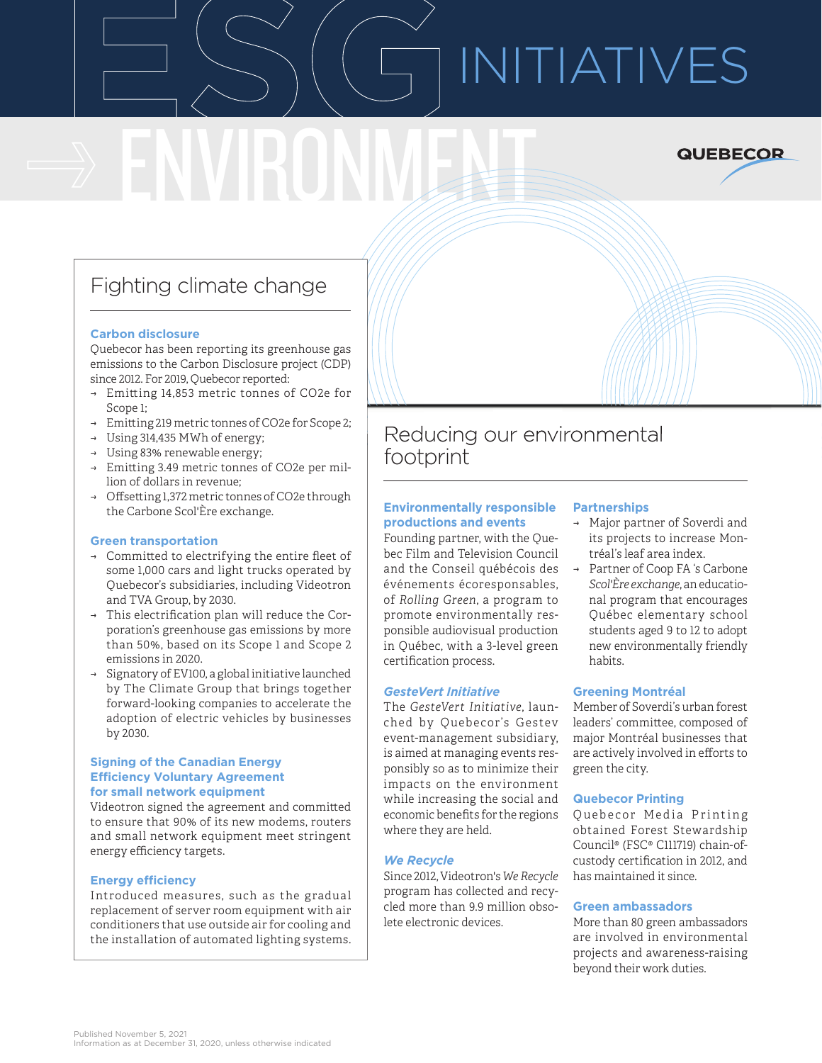# ESG INITIATIVES

# ENVIRONMENT

QUEBECOR

## Fighting climate change

### Carbon disclosure

Quebecor has been reporting its greenhouse gas emissions to the Carbon Disclosure project (CDP) since 2012. For 2019, Quebecor reported:

- Emitting 14,853 metric tonnes of $CO_2e$ for Scope 1;
- Emitting 219 metric tonnes of $CO_2e$ for Scope 2;
- Using 314,435 MWh of energy;
- Using 83% renewable energy;
- Emitting 3.49 metric tonnes of $CO_2e$ per million of dollars in revenue;
- Offsetting 1,372 metric tonnes of $CO_2e$ through the Carbone Scol'Ère exchange.

### Green transportation

- Committed to electrifying the entire fleet of some 1,000 cars and light trucks operated by Quebecor's subsidiaries, including Videotron and TVA Group, by 2030.
- This electrification plan will reduce the Corporation's greenhouse gas emissions by more than 50%, based on its Scope 1 and Scope 2 emissions in 2020.
- Signatory of EV100, a global initiative launched by The Climate Group that brings together forward-looking companies to accelerate the adoption of electric vehicles by businesses by 2030.

### Signing of the Canadian Energy Efficiency Voluntary Agreement for small network equipment

Videotron signed the agreement and committed to ensure that 90% of its new modems, routers and small network equipment meet stringent energy efficiency targets.

### Energy efficiency

Introduced measures, such as the gradual replacement of server room equipment with air conditioners that use outside air for cooling and the installation of automated lighting systems.

## Reducing our environmental footprint

### Environmentally responsible productions and events

Founding partner, with the Quebec Film and Television Council and the Conseil québécois des événements écoresponsables, of *Rolling Green*, a program to promote environmentally responsible audiovisual production in Québec, with a 3-level green certification process.

### *GesteVert Initiative*

The *GesteVert Initiative*, launched by Quebecor's Gestev event-management subsidiary, is aimed at managing events responsibly so as to minimize their impacts on the environment while increasing the social and economic benefits for the regions where they are held.

### *We Recycle*

Since 2012, Videotron's *We Recycle* program has collected and recycled more than 9.9 million obsolete electronic devices.

### Partnerships

- Major partner of Soverdi and its projects to increase Montréal's leaf area index.
- Partner of Coop FA 's Carbone *Scol'Ère exchange*, an educational program that encourages Québec elementary school students aged 9 to 12 to adopt new environmentally friendly habits.

### Greening Montréal

Member of Soverdi's urban forest leaders' committee, composed of major Montréal businesses that are actively involved in efforts to green the city.

### Quebecor Printing

Quebecor Media Printing obtained Forest Stewardship Council® (FSC® C111719) chain-of-custody certification in 2012, and has maintained it since.

### Green ambassadors

More than 80 green ambassadors are involved in environmental projects and awareness-raising beyond their work duties.

Published November 5, 2021
Information as at December 31, 2020, unless otherwise indicated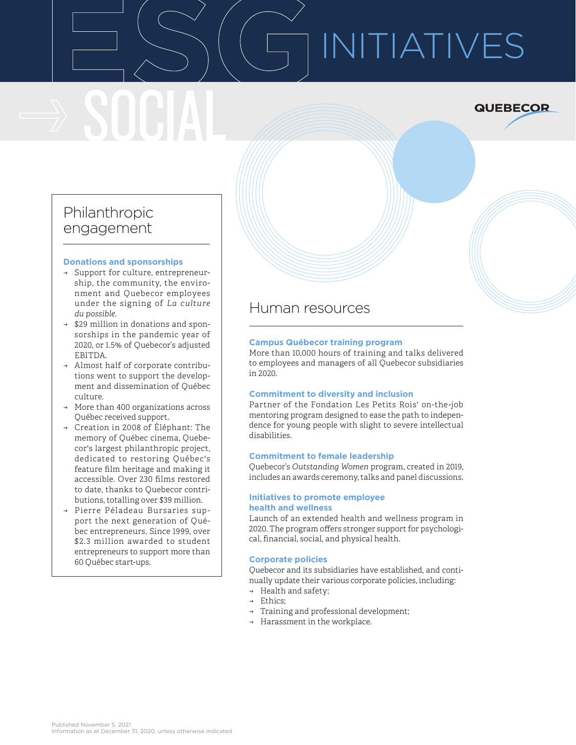# ESG INITIATIVES

## SOCIAL

QUEBECOR

### Philanthropic engagement

**Donations and sponsorships**

- Support for culture, entrepreneurship, the community, the environment and Quebecor employees under the signing of *La culture du possible.*
- $29 million in donations and sponsorships in the pandemic year of 2020, or 1.5% of Quebecor's adjusted EBITDA.
- Almost half of corporate contributions went to support the development and dissemination of Québec culture.
- More than 400 organizations across Québec received support.
- Creation in 2008 of Éléphant: The memory of Québec cinema, Quebecor's largest philanthropic project, dedicated to restoring Québec's feature film heritage and making it accessible. Over 230 films restored to date, thanks to Quebecor contributions, totalling over $39 million.
- Pierre Péladeau Bursaries support the next generation of Québec entrepreneurs. Since 1999, over $2.3 million awarded to student entrepreneurs to support more than 60 Québec start-ups.

### Human resources

**Campus Québecor training program**

More than 10,000 hours of training and talks delivered to employees and managers of all Quebecor subsidiaries in 2020.

**Commitment to diversity and inclusion**

Partner of the Fondation Les Petits Rois' on-the-job mentoring program designed to ease the path to independence for young people with slight to severe intellectual disabilities.

**Commitment to female leadership**

Quebecor's *Outstanding Women* program, created in 2019, includes an awards ceremony, talks and panel discussions.

**Initiatives to promote employee health and wellness**

Launch of an extended health and wellness program in 2020. The program offers stronger support for psychological, financial, social, and physical health.

**Corporate policies**

Quebecor and its subsidiaries have established, and continually update their various corporate policies, including:

- Health and safety;
- Ethics;
- Training and professional development;
- Harassment in the workplace.

Published November 5, 2021
Information as at December 31, 2020, unless otherwise indicated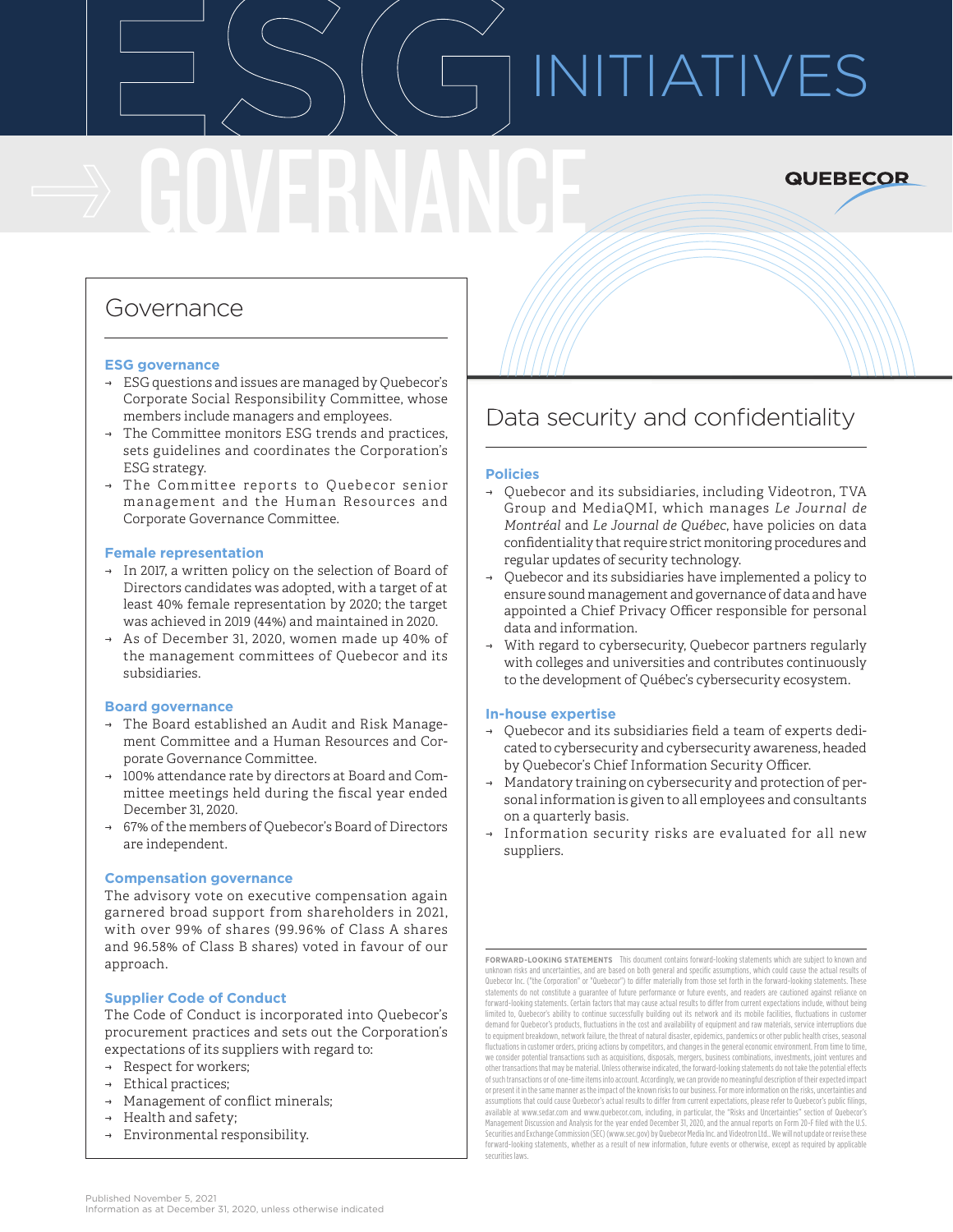# ESG INITIATIVES

# GOVERNANCE

QUEBECOR

## Governance

### ESG governance

- ESG questions and issues are managed by Quebecor's Corporate Social Responsibility Committee, whose members include managers and employees.
- The Committee monitors ESG trends and practices, sets guidelines and coordinates the Corporation's ESG strategy.
- The Committee reports to Quebecor senior management and the Human Resources and Corporate Governance Committee.

### Female representation

- In 2017, a written policy on the selection of Board of Directors candidates was adopted, with a target of at least 40% female representation by 2020; the target was achieved in 2019 (44%) and maintained in 2020.
- As of December 31, 2020, women made up 40% of the management committees of Quebecor and its subsidiaries.

### Board governance

- The Board established an Audit and Risk Management Committee and a Human Resources and Corporate Governance Committee.
- 100% attendance rate by directors at Board and Committee meetings held during the fiscal year ended December 31, 2020.
- 67% of the members of Quebecor's Board of Directors are independent.

### Compensation governance

The advisory vote on executive compensation again garnered broad support from shareholders in 2021, with over 99% of shares (99.96% of Class A shares and 96.58% of Class B shares) voted in favour of our approach.

### Supplier Code of Conduct

The Code of Conduct is incorporated into Quebecor's procurement practices and sets out the Corporation's expectations of its suppliers with regard to:

- Respect for workers;
- Ethical practices;
- Management of conflict minerals;
- Health and safety;
- Environmental responsibility.

## Data security and confidentiality

### Policies

- Quebecor and its subsidiaries, including Videotron, TVA Group and MediaQMI, which manages *Le Journal de Montréal* and *Le Journal de Québec*, have policies on data confidentiality that require strict monitoring procedures and regular updates of security technology.
- Quebecor and its subsidiaries have implemented a policy to ensure sound management and governance of data and have appointed a Chief Privacy Officer responsible for personal data and information.
- With regard to cybersecurity, Quebecor partners regularly with colleges and universities and contributes continuously to the development of Québec's cybersecurity ecosystem.

### In-house expertise

- Quebecor and its subsidiaries field a team of experts dedicated to cybersecurity and cybersecurity awareness, headed by Quebecor's Chief Information Security Officer.
- Mandatory training on cybersecurity and protection of personal information is given to all employees and consultants on a quarterly basis.
- Information security risks are evaluated for all new suppliers.

**FORWARD-LOOKING STATEMENTS** This document contains forward-looking statements which are subject to known and unknown risks and uncertainties, and are based on both general and specific assumptions, which could cause the actual results of Quebecor Inc. ("the Corporation" or "Quebecor") to differ materially from those set forth in the forward-looking statements. These statements do not constitute a guarantee of future performance or future events, and readers are cautioned against reliance on forward-looking statements. Certain factors that may cause actual results to differ from current expectations include, without being limited to, Quebecor's ability to continue successfully building out its network and its mobile facilities, fluctuations in customer demand for Quebecor's products, fluctuations in the cost and availability of equipment and raw materials, service interruptions due to equipment breakdown, network failure, the threat of natural disaster, epidemics, pandemics or other public health crises, seasonal fluctuations in customer orders, pricing actions by competitors, and changes in the general economic environment. From time to time, we consider potential transactions such as acquisitions, disposals, mergers, business combinations, investments, joint ventures and other transactions that may be material. Unless otherwise indicated, the forward-looking statements do not take the potential effects of such transactions or of one-time items into account. Accordingly, we can provide no meaningful description of their expected impact or present it in the same manner as the impact of the known risks to our business. For more information on the risks, uncertainties and assumptions that could cause Quebecor's actual results to differ from current expectations, please refer to Quebecor's public filings, available at www.sedar.com and www.quebecor.com, including, in particular, the "Risks and Uncertainties" section of Quebecor's Management Discussion and Analysis for the year ended December 31, 2020, and the annual reports on Form 20-F filed with the U.S. Securities and Exchange Commission (SEC) (www.sec.gov) by Quebecor Media Inc. and Videotron Ltd.. We will not update or revise these forward-looking statements, whether as a result of new information, future events or otherwise, except as required by applicable securities laws.

Published November 5, 2021
Information as at December 31, 2020, unless otherwise indicated